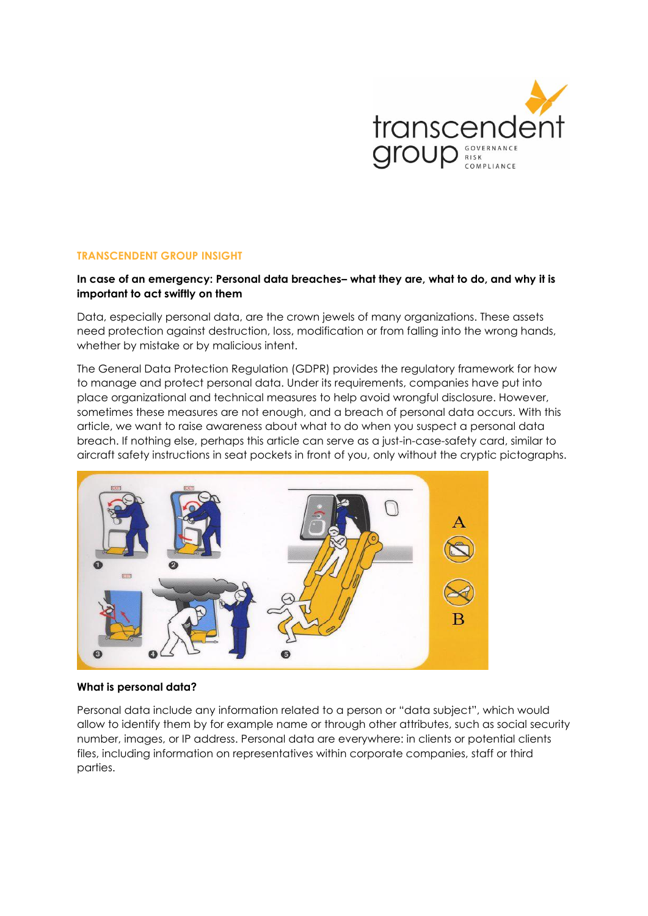## TRANSCENDENT GROUP INSIGHT

**In case of an emergency: Personal data breaches– what they are, what to do, and why it is important to act swiftly on them**

Data, especially personal data, are the crown jewels of many organizations. These assets need protection against destruction, loss, modification or from falling into the wrong hands, whether by mistake or by malicious intent.

The General Data Protection Regulation (GDPR) provides the regulatory framework for how to manage and protect personal data. Under its requirements, companies have put into place organizational and technical measures to help avoid wrongful disclosure. However, sometimes these measures are not enough, and a breach of personal data occurs. With this article, we want to raise awareness about what to do when you suspect a personal data breach. If nothing else, perhaps this article can serve as a just-in-case-safety card, similar to aircraft safety instructions in seat pockets in front of you, only without the cryptic pictographs.

### What is personal data?

Personal data include any information related to a person or "data subject", which would allow to identify them by for example name or through other attributes, such as social security number, images, or IP address. Personal data are everywhere: in clients or potential clients files, including information on representatives within corporate companies, staff or third parties.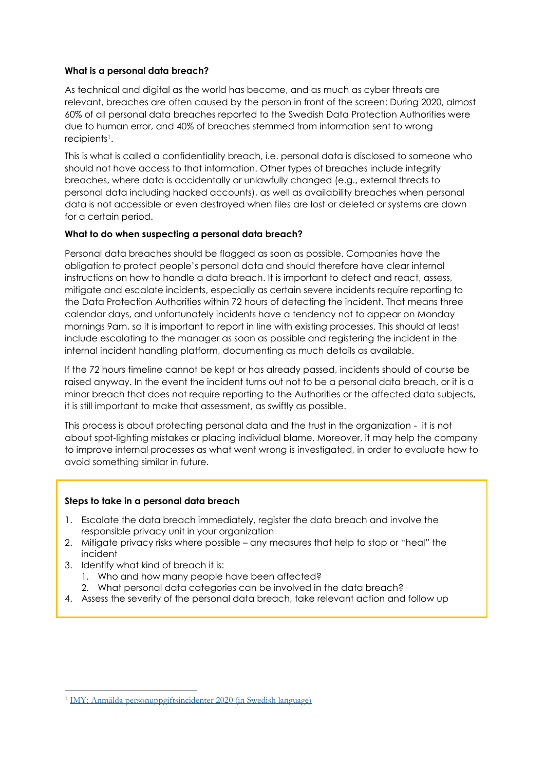**What is a personal data breach?**

As technical and digital as the world has become, and as much as cyber threats are relevant, breaches are often caused by the person in front of the screen: During 2020, almost 60% of all personal data breaches reported to the Swedish Data Protection Authorities were due to human error, and 40% of breaches stemmed from information sent to wrong recipients[1].

This is what is called a confidentiality breach, i.e. personal data is disclosed to someone who should not have access to that information. Other types of breaches include integrity breaches, where data is accidentally or unlawfully changed (e.g., external threats to personal data including hacked accounts), as well as availability breaches when personal data is not accessible or even destroyed when files are lost or deleted or systems are down for a certain period.

**What to do when suspecting a personal data breach?**

Personal data breaches should be flagged as soon as possible. Companies have the obligation to protect people's personal data and should therefore have clear internal instructions on how to handle a data breach. It is important to detect and react, assess, mitigate and escalate incidents, especially as certain severe incidents require reporting to the Data Protection Authorities within 72 hours of detecting the incident. That means three calendar days, and unfortunately incidents have a tendency not to appear on Monday mornings 9am, so it is important to report in line with existing processes. This should at least include escalating to the manager as soon as possible and registering the incident in the internal incident handling platform, documenting as much details as available.

If the 72 hours timeline cannot be kept or has already passed, incidents should of course be raised anyway. In the event the incident turns out not to be a personal data breach, or it is a minor breach that does not require reporting to the Authorities or the affected data subjects, it is still important to make that assessment, as swiftly as possible.

This process is about protecting personal data and the trust in the organization - it is not about spot-lighting mistakes or placing individual blame. Moreover, it may help the company to improve internal processes as what went wrong is investigated, in order to evaluate how to avoid something similar in future.

**Steps to take in a personal data breach**

1. Escalate the data breach immediately, register the data breach and involve the responsible privacy unit in your organization
2. Mitigate privacy risks where possible – any measures that help to stop or "heal" the incident
3. Identify what kind of breach it is:
   1. Who and how many people have been affected?
   2. What personal data categories can be involved in the data breach?
4. Assess the severity of the personal data breach, take relevant action and follow up

[1] IMY: Anmälda personuppgiftsincidenter 2020 (in Swedish language)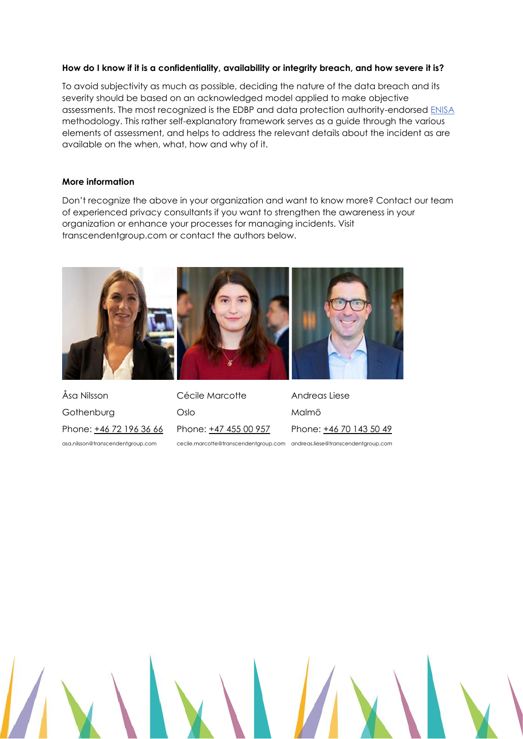**How do I know if it is a confidentiality, availability or integrity breach, and how severe it is?**

To avoid subjectivity as much as possible, deciding the nature of the data breach and its severity should be based on an acknowledged model applied to make objective assessments. The most recognized is the EDBP and data protection authority-endorsed ENISA methodology. This rather self-explanatory framework serves as a guide through the various elements of assessment, and helps to address the relevant details about the incident as are available on the when, what, how and why of it.

**More information**

Don't recognize the above in your organization and want to know more? Contact our team of experienced privacy consultants if you want to strengthen the awareness in your organization or enhance your processes for managing incidents. Visit transcendentgroup.com or contact the authors below.

Åsa Nilsson
Gothenburg
Phone: +46 72 196 36 66
asa.nilsson@transcendentgroup.com

Cécile Marcotte
Oslo
Phone: +47 455 00 957
cecile.marcotte@transcendentgroup.com

Andreas Liese
Malmö
Phone: +46 70 143 50 49
andreas.liese@transcendentgroup.com